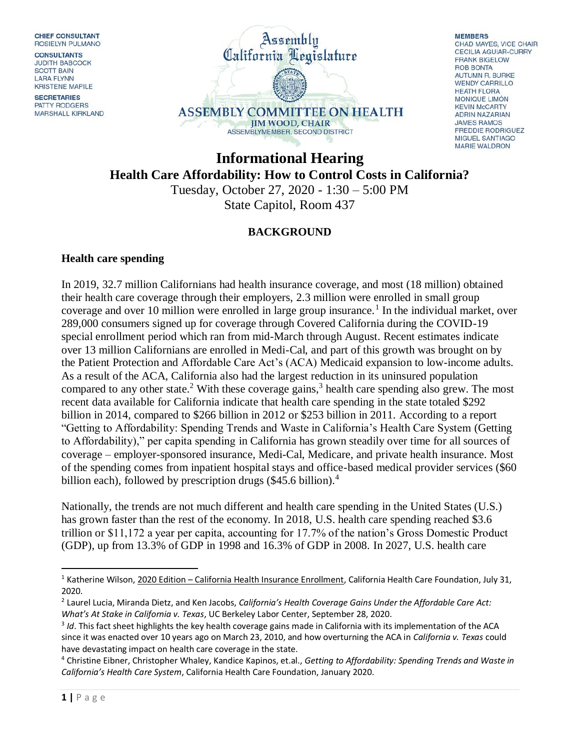CHIEF CONSULTANT
ROSIELYN PULMANO

CONSULTANTS
JUDITH BABCOCK
SCOTT BAIN
LARA FLYNN
KRISTENE MAPILE

SECRETARIES
PATTY RODGERS
MARSHALL KIRKLAND

Assembly
California Legislature

ASSEMBLY COMMITTEE ON HEALTH
JIM WOOD, CHAIR
ASSEMBLYMEMBER, SECOND DISTRICT

MEMBERS
CHAD MAYES, VICE CHAIR
CECILIA AGUIAR-CURRY
FRANK BIGELOW
ROB BONTA
AUTUMN R. BURKE
WENDY CARRILLO
HEATH FLORA
MONIQUE LIMÓN
KEVIN McCARTY
ADRIN NAZARIAN
JAMES RAMOS
FREDDIE RODRIGUEZ
MIGUEL SANTIAGO
MARIE WALDRON

# Informational Hearing

## Health Care Affordability: How to Control Costs in California?

Tuesday, October 27, 2020 - 1:30 – 5:00 PM
State Capitol, Room 437

### BACKGROUND

#### Health care spending

In 2019, 32.7 million Californians had health insurance coverage, and most (18 million) obtained their health care coverage through their employers, 2.3 million were enrolled in small group coverage and over 10 million were enrolled in large group insurance.[1] In the individual market, over 289,000 consumers signed up for coverage through Covered California during the COVID-19 special enrollment period which ran from mid-March through August. Recent estimates indicate over 13 million Californians are enrolled in Medi-Cal, and part of this growth was brought on by the Patient Protection and Affordable Care Act's (ACA) Medicaid expansion to low-income adults. As a result of the ACA, California also had the largest reduction in its uninsured population compared to any other state.[2] With these coverage gains,[3] health care spending also grew. The most recent data available for California indicate that health care spending in the state totaled $292 billion in 2014, compared to $266 billion in 2012 or $253 billion in 2011. According to a report "Getting to Affordability: Spending Trends and Waste in California's Health Care System (Getting to Affordability)," per capita spending in California has grown steadily over time for all sources of coverage – employer-sponsored insurance, Medi-Cal, Medicare, and private health insurance. Most of the spending comes from inpatient hospital stays and office-based medical provider services ($60 billion each), followed by prescription drugs ($45.6 billion).[4]

Nationally, the trends are not much different and health care spending in the United States (U.S.) has grown faster than the rest of the economy. In 2018, U.S. health care spending reached $3.6 trillion or $11,172 a year per capita, accounting for 17.7% of the nation's Gross Domestic Product (GDP), up from 13.3% of GDP in 1998 and 16.3% of GDP in 2008. In 2027, U.S. health care

---

[1] Katherine Wilson, 2020 Edition – California Health Insurance Enrollment, California Health Care Foundation, July 31, 2020.

[2] Laurel Lucia, Miranda Dietz, and Ken Jacobs, *California's Health Coverage Gains Under the Affordable Care Act: What's At Stake in California v. Texas*, UC Berkeley Labor Center, September 28, 2020.

[3] *Id*. This fact sheet highlights the key health coverage gains made in California with its implementation of the ACA since it was enacted over 10 years ago on March 23, 2010, and how overturning the ACA in *California v. Texas* could have devastating impact on health care coverage in the state.

[4] Christine Eibner, Christopher Whaley, Kandice Kapinos, et.al., *Getting to Affordability: Spending Trends and Waste in California's Health Care System*, California Health Care Foundation, January 2020.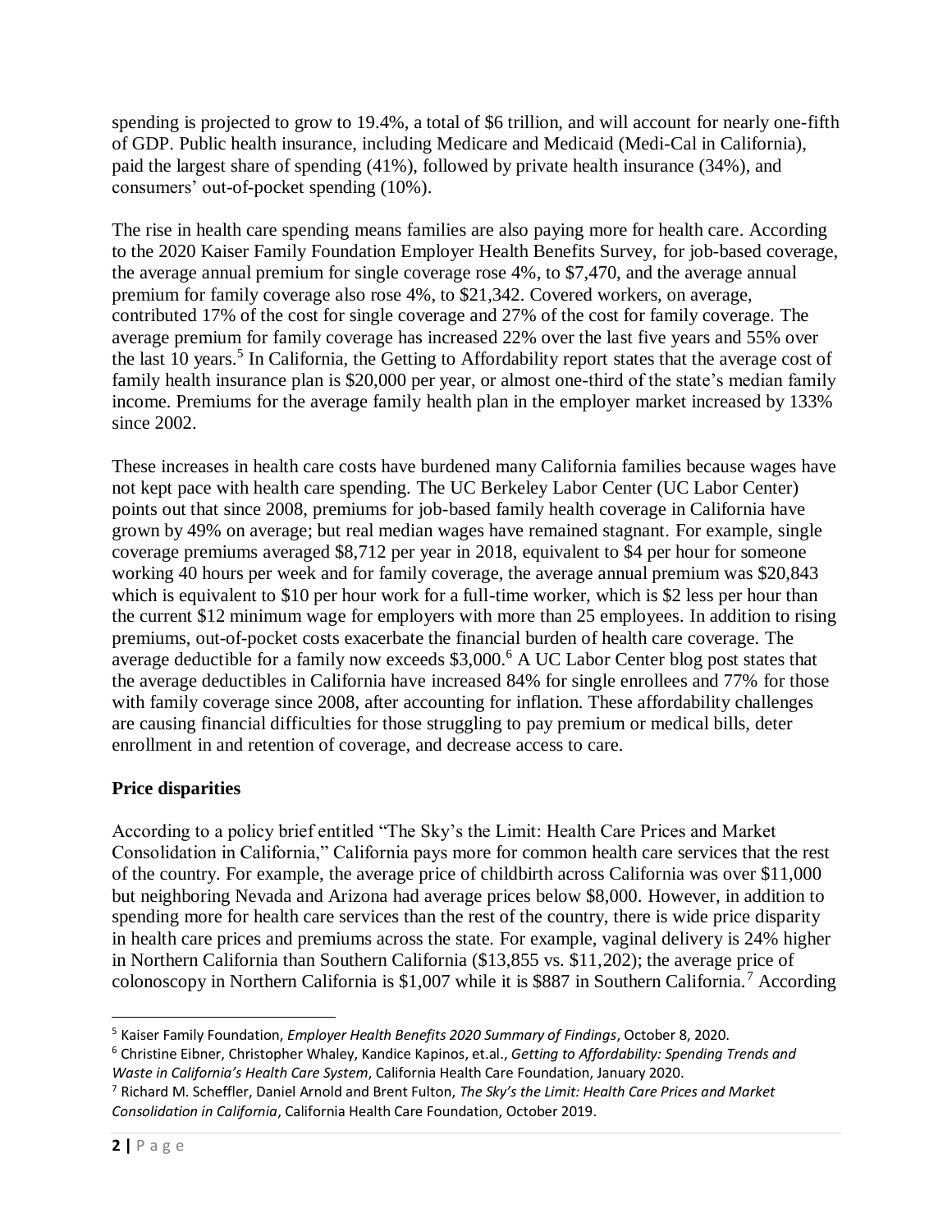spending is projected to grow to 19.4%, a total of $6 trillion, and will account for nearly one-fifth of GDP. Public health insurance, including Medicare and Medicaid (Medi-Cal in California), paid the largest share of spending (41%), followed by private health insurance (34%), and consumers' out-of-pocket spending (10%).

The rise in health care spending means families are also paying more for health care. According to the 2020 Kaiser Family Foundation Employer Health Benefits Survey, for job-based coverage, the average annual premium for single coverage rose 4%, to $7,470, and the average annual premium for family coverage also rose 4%, to $21,342. Covered workers, on average, contributed 17% of the cost for single coverage and 27% of the cost for family coverage. The average premium for family coverage has increased 22% over the last five years and 55% over the last 10 years.[5] In California, the Getting to Affordability report states that the average cost of family health insurance plan is $20,000 per year, or almost one-third of the state's median family income. Premiums for the average family health plan in the employer market increased by 133% since 2002.

These increases in health care costs have burdened many California families because wages have not kept pace with health care spending. The UC Berkeley Labor Center (UC Labor Center) points out that since 2008, premiums for job-based family health coverage in California have grown by 49% on average; but real median wages have remained stagnant. For example, single coverage premiums averaged $8,712 per year in 2018, equivalent to $4 per hour for someone working 40 hours per week and for family coverage, the average annual premium was $20,843 which is equivalent to $10 per hour work for a full-time worker, which is $2 less per hour than the current $12 minimum wage for employers with more than 25 employees. In addition to rising premiums, out-of-pocket costs exacerbate the financial burden of health care coverage. The average deductible for a family now exceeds $3,000.[6] A UC Labor Center blog post states that the average deductibles in California have increased 84% for single enrollees and 77% for those with family coverage since 2008, after accounting for inflation. These affordability challenges are causing financial difficulties for those struggling to pay premium or medical bills, deter enrollment in and retention of coverage, and decrease access to care.

**Price disparities**

According to a policy brief entitled "The Sky's the Limit: Health Care Prices and Market Consolidation in California," California pays more for common health care services that the rest of the country. For example, the average price of childbirth across California was over $11,000 but neighboring Nevada and Arizona had average prices below $8,000. However, in addition to spending more for health care services than the rest of the country, there is wide price disparity in health care prices and premiums across the state. For example, vaginal delivery is 24% higher in Northern California than Southern California ($13,855 vs. $11,202); the average price of colonoscopy in Northern California is $1,007 while it is $887 in Southern California.[7] According

---

[5] Kaiser Family Foundation, *Employer Health Benefits 2020 Summary of Findings*, October 8, 2020.

[6] Christine Eibner, Christopher Whaley, Kandice Kapinos, et.al., *Getting to Affordability: Spending Trends and Waste in California's Health Care System*, California Health Care Foundation, January 2020.

[7] Richard M. Scheffler, Daniel Arnold and Brent Fulton, *The Sky's the Limit: Health Care Prices and Market Consolidation in California*, California Health Care Foundation, October 2019.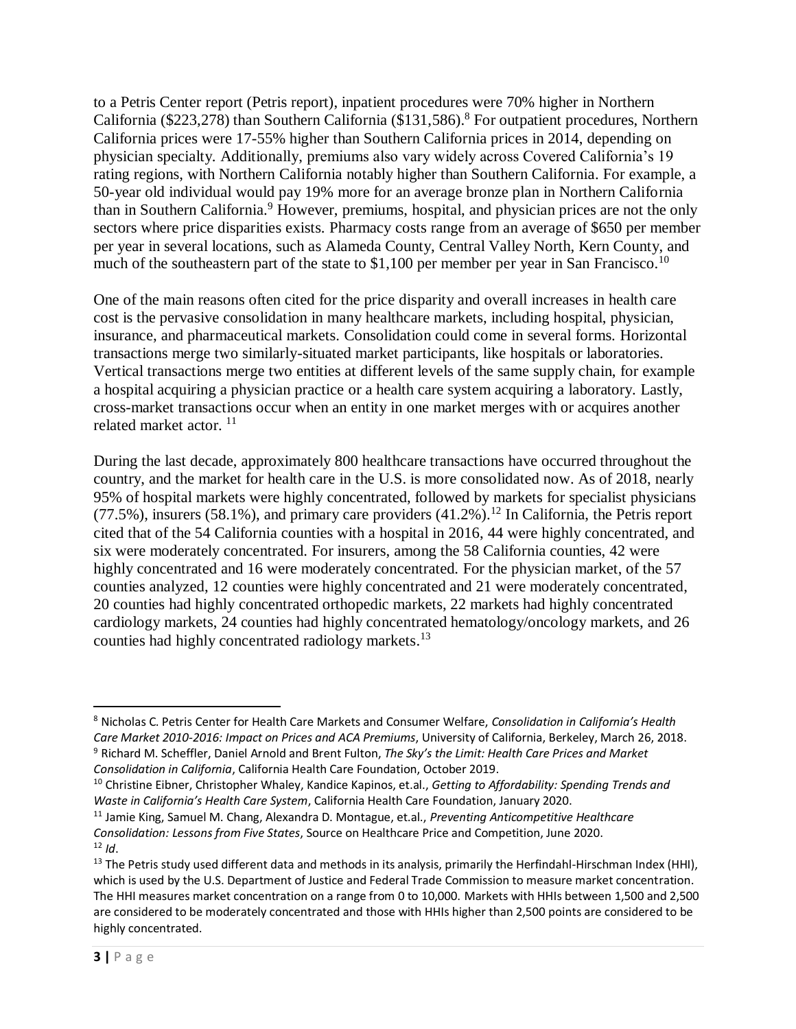to a Petris Center report (Petris report), inpatient procedures were 70% higher in Northern California ($223,278) than Southern California ($131,586).[8] For outpatient procedures, Northern California prices were 17-55% higher than Southern California prices in 2014, depending on physician specialty. Additionally, premiums also vary widely across Covered California's 19 rating regions, with Northern California notably higher than Southern California. For example, a 50-year old individual would pay 19% more for an average bronze plan in Northern California than in Southern California.[9] However, premiums, hospital, and physician prices are not the only sectors where price disparities exists. Pharmacy costs range from an average of $650 per member per year in several locations, such as Alameda County, Central Valley North, Kern County, and much of the southeastern part of the state to $1,100 per member per year in San Francisco.[10]

One of the main reasons often cited for the price disparity and overall increases in health care cost is the pervasive consolidation in many healthcare markets, including hospital, physician, insurance, and pharmaceutical markets. Consolidation could come in several forms. Horizontal transactions merge two similarly-situated market participants, like hospitals or laboratories. Vertical transactions merge two entities at different levels of the same supply chain, for example a hospital acquiring a physician practice or a health care system acquiring a laboratory. Lastly, cross-market transactions occur when an entity in one market merges with or acquires another related market actor. [11]

During the last decade, approximately 800 healthcare transactions have occurred throughout the country, and the market for health care in the U.S. is more consolidated now. As of 2018, nearly 95% of hospital markets were highly concentrated, followed by markets for specialist physicians (77.5%), insurers (58.1%), and primary care providers (41.2%).[12] In California, the Petris report cited that of the 54 California counties with a hospital in 2016, 44 were highly concentrated, and six were moderately concentrated. For insurers, among the 58 California counties, 42 were highly concentrated and 16 were moderately concentrated. For the physician market, of the 57 counties analyzed, 12 counties were highly concentrated and 21 were moderately concentrated, 20 counties had highly concentrated orthopedic markets, 22 markets had highly concentrated cardiology markets, 24 counties had highly concentrated hematology/oncology markets, and 26 counties had highly concentrated radiology markets.[13]

---

[8] Nicholas C. Petris Center for Health Care Markets and Consumer Welfare, *Consolidation in California's Health Care Market 2010-2016: Impact on Prices and ACA Premiums*, University of California, Berkeley, March 26, 2018.

[9] Richard M. Scheffler, Daniel Arnold and Brent Fulton, *The Sky's the Limit: Health Care Prices and Market Consolidation in California*, California Health Care Foundation, October 2019.

[10] Christine Eibner, Christopher Whaley, Kandice Kapinos, et.al., *Getting to Affordability: Spending Trends and Waste in California's Health Care System*, California Health Care Foundation, January 2020.

[11] Jamie King, Samuel M. Chang, Alexandra D. Montague, et.al., *Preventing Anticompetitive Healthcare Consolidation: Lessons from Five States*, Source on Healthcare Price and Competition, June 2020.

[12] *Id*.

[13] The Petris study used different data and methods in its analysis, primarily the Herfindahl-Hirschman Index (HHI), which is used by the U.S. Department of Justice and Federal Trade Commission to measure market concentration. The HHI measures market concentration on a range from 0 to 10,000. Markets with HHIs between 1,500 and 2,500 are considered to be moderately concentrated and those with HHIs higher than 2,500 points are considered to be highly concentrated.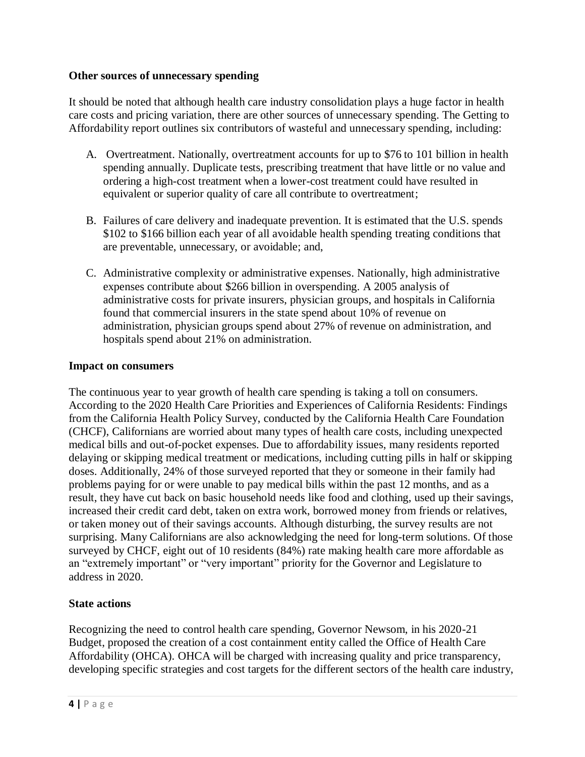**Other sources of unnecessary spending**

It should be noted that although health care industry consolidation plays a huge factor in health care costs and pricing variation, there are other sources of unnecessary spending. The Getting to Affordability report outlines six contributors of wasteful and unnecessary spending, including:

A. Overtreatment. Nationally, overtreatment accounts for up to $76 to 101 billion in health spending annually. Duplicate tests, prescribing treatment that have little or no value and ordering a high-cost treatment when a lower-cost treatment could have resulted in equivalent or superior quality of care all contribute to overtreatment;

B. Failures of care delivery and inadequate prevention. It is estimated that the U.S. spends $102 to $166 billion each year of all avoidable health spending treating conditions that are preventable, unnecessary, or avoidable; and,

C. Administrative complexity or administrative expenses. Nationally, high administrative expenses contribute about $266 billion in overspending. A 2005 analysis of administrative costs for private insurers, physician groups, and hospitals in California found that commercial insurers in the state spend about 10% of revenue on administration, physician groups spend about 27% of revenue on administration, and hospitals spend about 21% on administration.

**Impact on consumers**

The continuous year to year growth of health care spending is taking a toll on consumers. According to the 2020 Health Care Priorities and Experiences of California Residents: Findings from the California Health Policy Survey, conducted by the California Health Care Foundation (CHCF), Californians are worried about many types of health care costs, including unexpected medical bills and out-of-pocket expenses. Due to affordability issues, many residents reported delaying or skipping medical treatment or medications, including cutting pills in half or skipping doses. Additionally, 24% of those surveyed reported that they or someone in their family had problems paying for or were unable to pay medical bills within the past 12 months, and as a result, they have cut back on basic household needs like food and clothing, used up their savings, increased their credit card debt, taken on extra work, borrowed money from friends or relatives, or taken money out of their savings accounts. Although disturbing, the survey results are not surprising. Many Californians are also acknowledging the need for long-term solutions. Of those surveyed by CHCF, eight out of 10 residents (84%) rate making health care more affordable as an "extremely important" or "very important" priority for the Governor and Legislature to address in 2020.

**State actions**

Recognizing the need to control health care spending, Governor Newsom, in his 2020-21 Budget, proposed the creation of a cost containment entity called the Office of Health Care Affordability (OHCA). OHCA will be charged with increasing quality and price transparency, developing specific strategies and cost targets for the different sectors of the health care industry,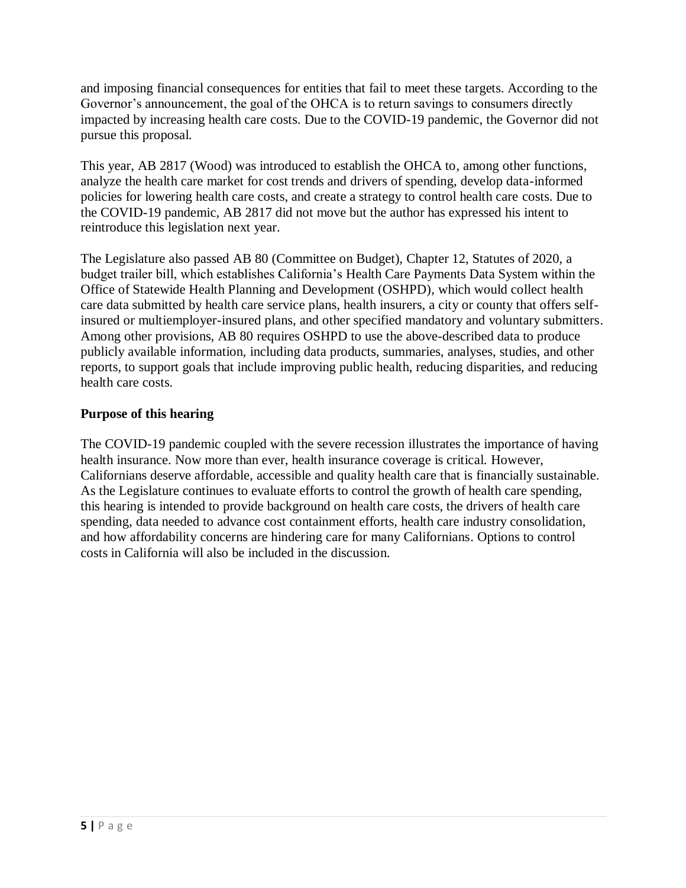and imposing financial consequences for entities that fail to meet these targets. According to the Governor's announcement, the goal of the OHCA is to return savings to consumers directly impacted by increasing health care costs. Due to the COVID-19 pandemic, the Governor did not pursue this proposal.

This year, AB 2817 (Wood) was introduced to establish the OHCA to, among other functions, analyze the health care market for cost trends and drivers of spending, develop data-informed policies for lowering health care costs, and create a strategy to control health care costs. Due to the COVID-19 pandemic, AB 2817 did not move but the author has expressed his intent to reintroduce this legislation next year.

The Legislature also passed AB 80 (Committee on Budget), Chapter 12, Statutes of 2020, a budget trailer bill, which establishes California's Health Care Payments Data System within the Office of Statewide Health Planning and Development (OSHPD), which would collect health care data submitted by health care service plans, health insurers, a city or county that offers self-insured or multiemployer-insured plans, and other specified mandatory and voluntary submitters. Among other provisions, AB 80 requires OSHPD to use the above-described data to produce publicly available information, including data products, summaries, analyses, studies, and other reports, to support goals that include improving public health, reducing disparities, and reducing health care costs.

**Purpose of this hearing**

The COVID-19 pandemic coupled with the severe recession illustrates the importance of having health insurance. Now more than ever, health insurance coverage is critical. However, Californians deserve affordable, accessible and quality health care that is financially sustainable. As the Legislature continues to evaluate efforts to control the growth of health care spending, this hearing is intended to provide background on health care costs, the drivers of health care spending, data needed to advance cost containment efforts, health care industry consolidation, and how affordability concerns are hindering care for many Californians. Options to control costs in California will also be included in the discussion.